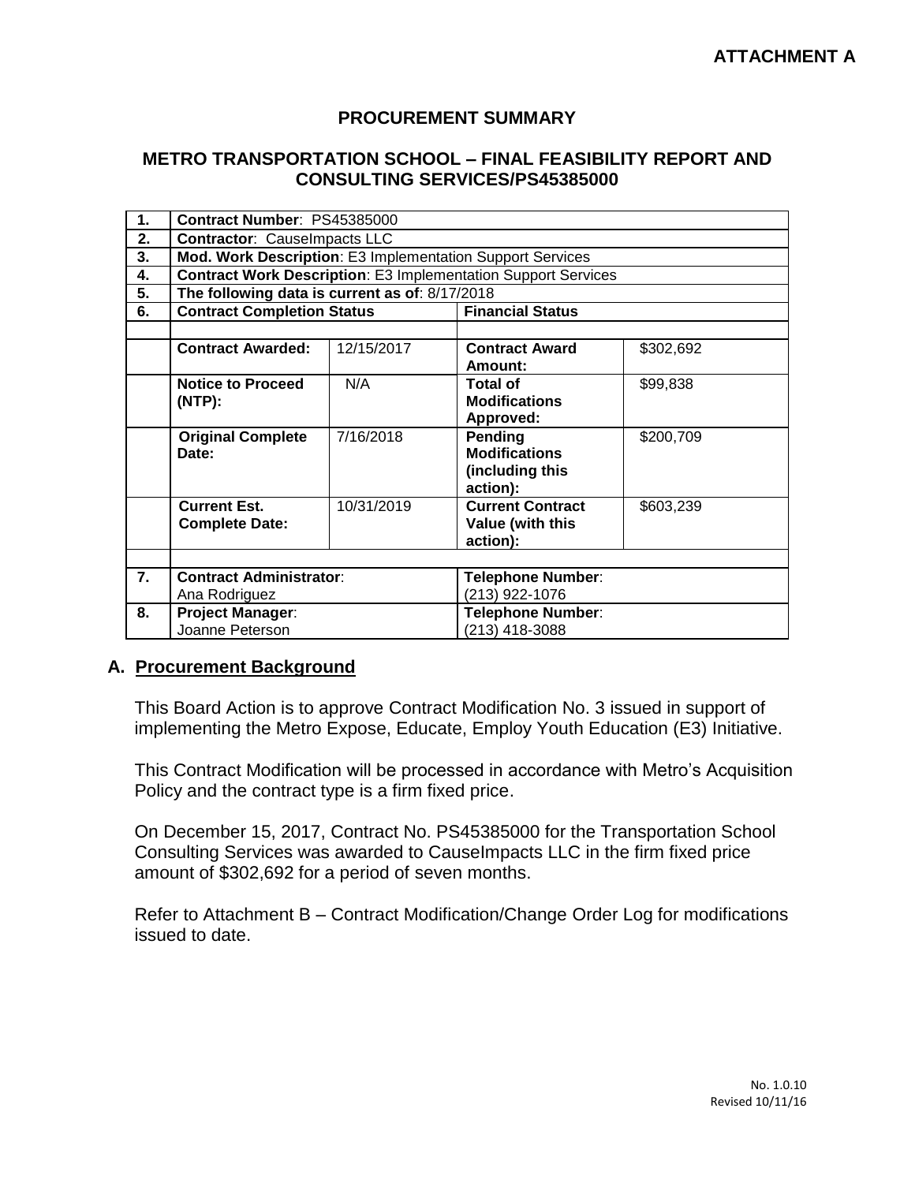**ATTACHMENT A**

## PROCUREMENT SUMMARY

## METRO TRANSPORTATION SCHOOL – FINAL FEASIBILITY REPORT AND CONSULTING SERVICES/PS45385000

| | | | | |
|---|---|---|---|---|
| **1.** | **Contract Number**: PS45385000 | | | |
| **2.** | **Contractor**: CauseImpacts LLC | | | |
| **3.** | **Mod. Work Description**: E3 Implementation Support Services | | | |
| **4.** | **Contract Work Description**: E3 Implementation Support Services | | | |
| **5.** | **The following data is current as of**: 8/17/2018 | | | |
| **6.** | **Contract Completion Status** | | **Financial Status** | |
| | | | | |
| | **Contract Awarded:** | 12/15/2017 | **Contract Award Amount:** | $302,692 |
| | **Notice to Proceed (NTP):** | N/A | **Total of Modifications Approved:** | $99,838 |
| | **Original Complete Date:** | 7/16/2018 | **Pending Modifications (including this action):** | $200,709 |
| | **Current Est. Complete Date:** | 10/31/2019 | **Current Contract Value (with this action):** | $603,239 |
| | | | | |
| **7.** | **Contract Administrator**: Ana Rodriguez | | **Telephone Number**: (213) 922-1076 | |
| **8.** | **Project Manager**: Joanne Peterson | | **Telephone Number**: (213) 418-3088 | |

## A. Procurement Background

This Board Action is to approve Contract Modification No. 3 issued in support of implementing the Metro Expose, Educate, Employ Youth Education (E3) Initiative.

This Contract Modification will be processed in accordance with Metro's Acquisition Policy and the contract type is a firm fixed price.

On December 15, 2017, Contract No. PS45385000 for the Transportation School Consulting Services was awarded to CauseImpacts LLC in the firm fixed price amount of $302,692 for a period of seven months.

Refer to Attachment B – Contract Modification/Change Order Log for modifications issued to date.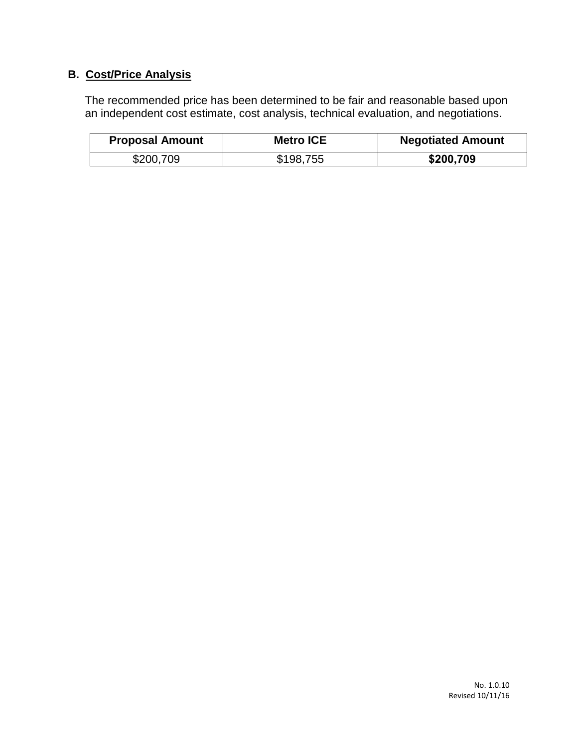## B. Cost/Price Analysis

The recommended price has been determined to be fair and reasonable based upon an independent cost estimate, cost analysis, technical evaluation, and negotiations.

| Proposal Amount | Metro ICE | Negotiated Amount |
|---|---|---|
| $200,709 | $198,755 | **$200,709** |

No. 1.0.10
Revised 10/11/16